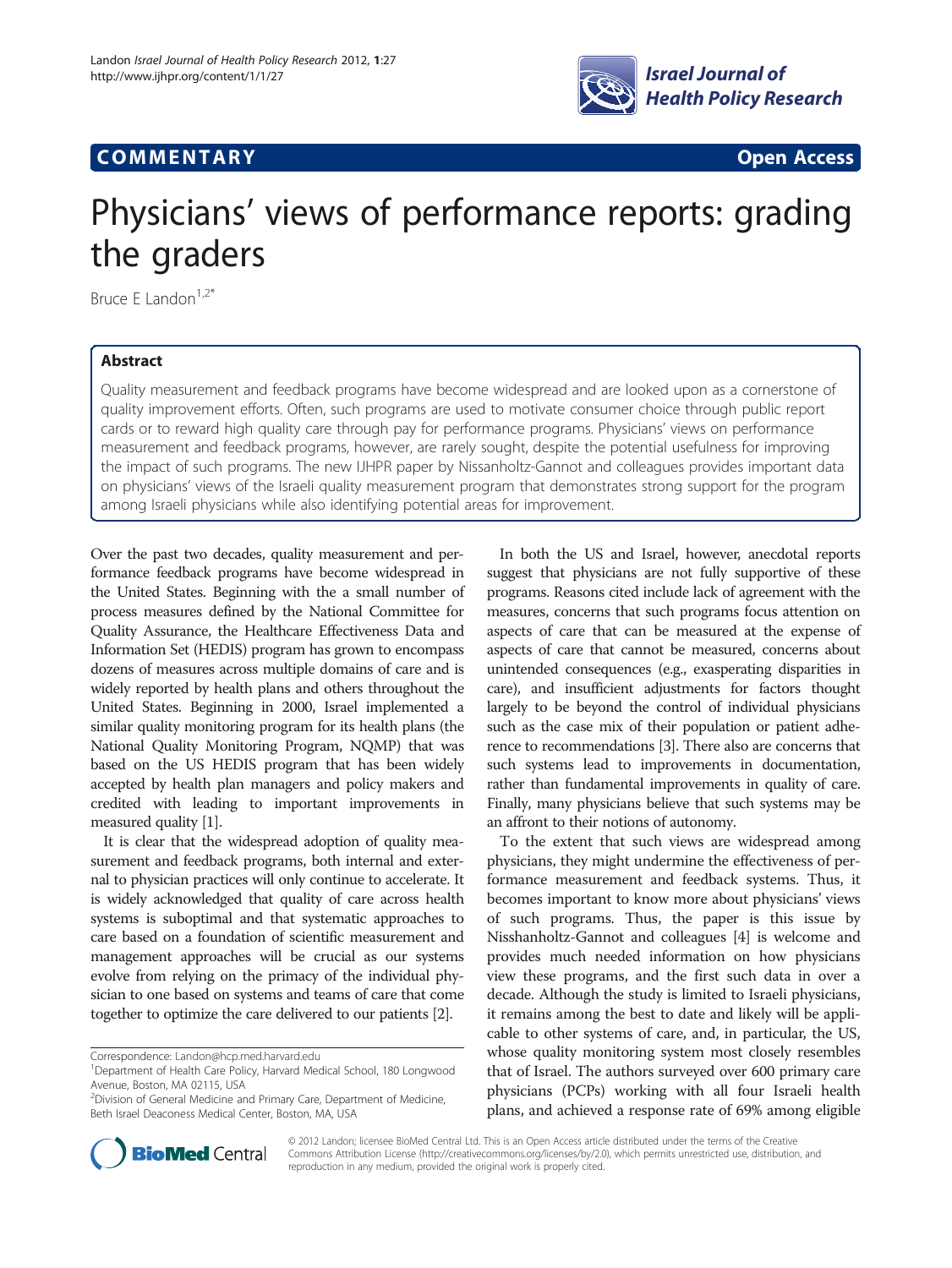**COMMENTARY** **Open Access**

# Physicians' views of performance reports: grading the graders

Bruce E Landon[1,2*]

## Abstract

Quality measurement and feedback programs have become widespread and are looked upon as a cornerstone of quality improvement efforts. Often, such programs are used to motivate consumer choice through public report cards or to reward high quality care through pay for performance programs. Physicians' views on performance measurement and feedback programs, however, are rarely sought, despite the potential usefulness for improving the impact of such programs. The new IJHPR paper by Nissanholtz-Gannot and colleagues provides important data on physicians' views of the Israeli quality measurement program that demonstrates strong support for the program among Israeli physicians while also identifying potential areas for improvement.

Over the past two decades, quality measurement and performance feedback programs have become widespread in the United States. Beginning with the a small number of process measures defined by the National Committee for Quality Assurance, the Healthcare Effectiveness Data and Information Set (HEDIS) program has grown to encompass dozens of measures across multiple domains of care and is widely reported by health plans and others throughout the United States. Beginning in 2000, Israel implemented a similar quality monitoring program for its health plans (the National Quality Monitoring Program, NQMP) that was based on the US HEDIS program that has been widely accepted by health plan managers and policy makers and credited with leading to important improvements in measured quality [1].

It is clear that the widespread adoption of quality measurement and feedback programs, both internal and external to physician practices will only continue to accelerate. It is widely acknowledged that quality of care across health systems is suboptimal and that systematic approaches to care based on a foundation of scientific measurement and management approaches will be crucial as our systems evolve from relying on the primacy of the individual physician to one based on systems and teams of care that come together to optimize the care delivered to our patients [2].

In both the US and Israel, however, anecdotal reports suggest that physicians are not fully supportive of these programs. Reasons cited include lack of agreement with the measures, concerns that such programs focus attention on aspects of care that can be measured at the expense of aspects of care that cannot be measured, concerns about unintended consequences (e.g., exasperating disparities in care), and insufficient adjustments for factors thought largely to be beyond the control of individual physicians such as the case mix of their population or patient adherence to recommendations [3]. There also are concerns that such systems lead to improvements in documentation, rather than fundamental improvements in quality of care. Finally, many physicians believe that such systems may be an affront to their notions of autonomy.

To the extent that such views are widespread among physicians, they might undermine the effectiveness of performance measurement and feedback systems. Thus, it becomes important to know more about physicians' views of such programs. Thus, the paper is this issue by Nisshanholtz-Gannot and colleagues [4] is welcome and provides much needed information on how physicians view these programs, and the first such data in over a decade. Although the study is limited to Israeli physicians, it remains among the best to date and likely will be applicable to other systems of care, and, in particular, the US, whose quality monitoring system most closely resembles that of Israel. The authors surveyed over 600 primary care physicians (PCPs) working with all four Israeli health plans, and achieved a response rate of 69% among eligible

Correspondence: Landon@hcp.med.harvard.edu

[1]Department of Health Care Policy, Harvard Medical School, 180 Longwood Avenue, Boston, MA 02115, USA

[2]Division of General Medicine and Primary Care, Department of Medicine, Beth Israel Deaconess Medical Center, Boston, MA, USA

© 2012 Landon; licensee BioMed Central Ltd. This is an Open Access article distributed under the terms of the Creative Commons Attribution License (http://creativecommons.org/licenses/by/2.0), which permits unrestricted use, distribution, and reproduction in any medium, provided the original work is properly cited.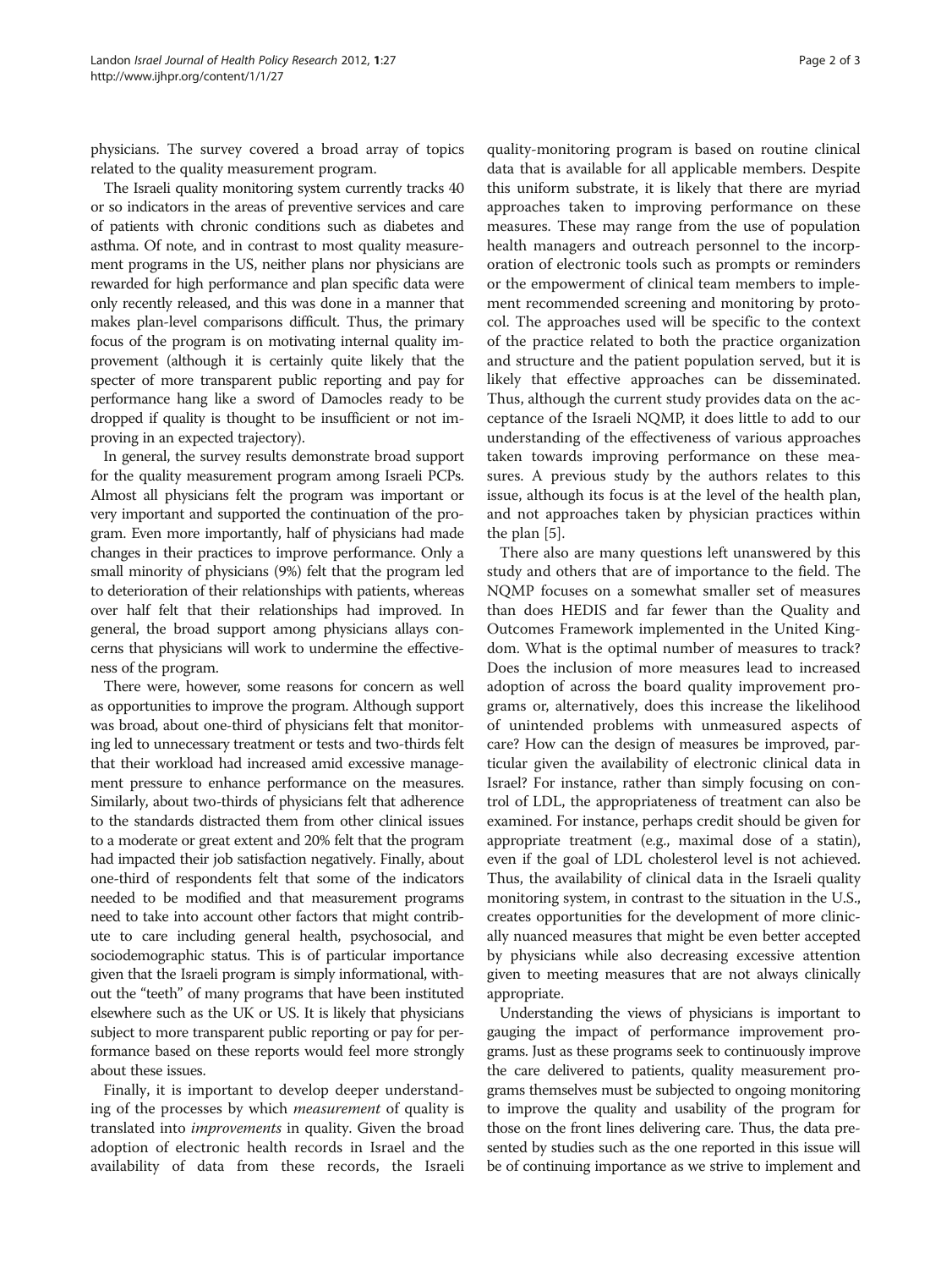physicians. The survey covered a broad array of topics related to the quality measurement program.

The Israeli quality monitoring system currently tracks 40 or so indicators in the areas of preventive services and care of patients with chronic conditions such as diabetes and asthma. Of note, and in contrast to most quality measurement programs in the US, neither plans nor physicians are rewarded for high performance and plan specific data were only recently released, and this was done in a manner that makes plan-level comparisons difficult. Thus, the primary focus of the program is on motivating internal quality improvement (although it is certainly quite likely that the specter of more transparent public reporting and pay for performance hang like a sword of Damocles ready to be dropped if quality is thought to be insufficient or not improving in an expected trajectory).

In general, the survey results demonstrate broad support for the quality measurement program among Israeli PCPs. Almost all physicians felt the program was important or very important and supported the continuation of the program. Even more importantly, half of physicians had made changes in their practices to improve performance. Only a small minority of physicians (9%) felt that the program led to deterioration of their relationships with patients, whereas over half felt that their relationships had improved. In general, the broad support among physicians allays concerns that physicians will work to undermine the effectiveness of the program.

There were, however, some reasons for concern as well as opportunities to improve the program. Although support was broad, about one-third of physicians felt that monitoring led to unnecessary treatment or tests and two-thirds felt that their workload had increased amid excessive management pressure to enhance performance on the measures. Similarly, about two-thirds of physicians felt that adherence to the standards distracted them from other clinical issues to a moderate or great extent and 20% felt that the program had impacted their job satisfaction negatively. Finally, about one-third of respondents felt that some of the indicators needed to be modified and that measurement programs need to take into account other factors that might contribute to care including general health, psychosocial, and sociodemographic status. This is of particular importance given that the Israeli program is simply informational, without the "teeth" of many programs that have been instituted elsewhere such as the UK or US. It is likely that physicians subject to more transparent public reporting or pay for performance based on these reports would feel more strongly about these issues.

Finally, it is important to develop deeper understanding of the processes by which *measurement* of quality is translated into *improvements* in quality. Given the broad adoption of electronic health records in Israel and the availability of data from these records, the Israeli quality-monitoring program is based on routine clinical data that is available for all applicable members. Despite this uniform substrate, it is likely that there are myriad approaches taken to improving performance on these measures. These may range from the use of population health managers and outreach personnel to the incorporation of electronic tools such as prompts or reminders or the empowerment of clinical team members to implement recommended screening and monitoring by protocol. The approaches used will be specific to the context of the practice related to both the practice organization and structure and the patient population served, but it is likely that effective approaches can be disseminated. Thus, although the current study provides data on the acceptance of the Israeli NQMP, it does little to add to our understanding of the effectiveness of various approaches taken towards improving performance on these measures. A previous study by the authors relates to this issue, although its focus is at the level of the health plan, and not approaches taken by physician practices within the plan [5].

There also are many questions left unanswered by this study and others that are of importance to the field. The NQMP focuses on a somewhat smaller set of measures than does HEDIS and far fewer than the Quality and Outcomes Framework implemented in the United Kingdom. What is the optimal number of measures to track? Does the inclusion of more measures lead to increased adoption of across the board quality improvement programs or, alternatively, does this increase the likelihood of unintended problems with unmeasured aspects of care? How can the design of measures be improved, particular given the availability of electronic clinical data in Israel? For instance, rather than simply focusing on control of LDL, the appropriateness of treatment can also be examined. For instance, perhaps credit should be given for appropriate treatment (e.g., maximal dose of a statin), even if the goal of LDL cholesterol level is not achieved. Thus, the availability of clinical data in the Israeli quality monitoring system, in contrast to the situation in the U.S., creates opportunities for the development of more clinically nuanced measures that might be even better accepted by physicians while also decreasing excessive attention given to meeting measures that are not always clinically appropriate.

Understanding the views of physicians is important to gauging the impact of performance improvement programs. Just as these programs seek to continuously improve the care delivered to patients, quality measurement programs themselves must be subjected to ongoing monitoring to improve the quality and usability of the program for those on the front lines delivering care. Thus, the data presented by studies such as the one reported in this issue will be of continuing importance as we strive to implement and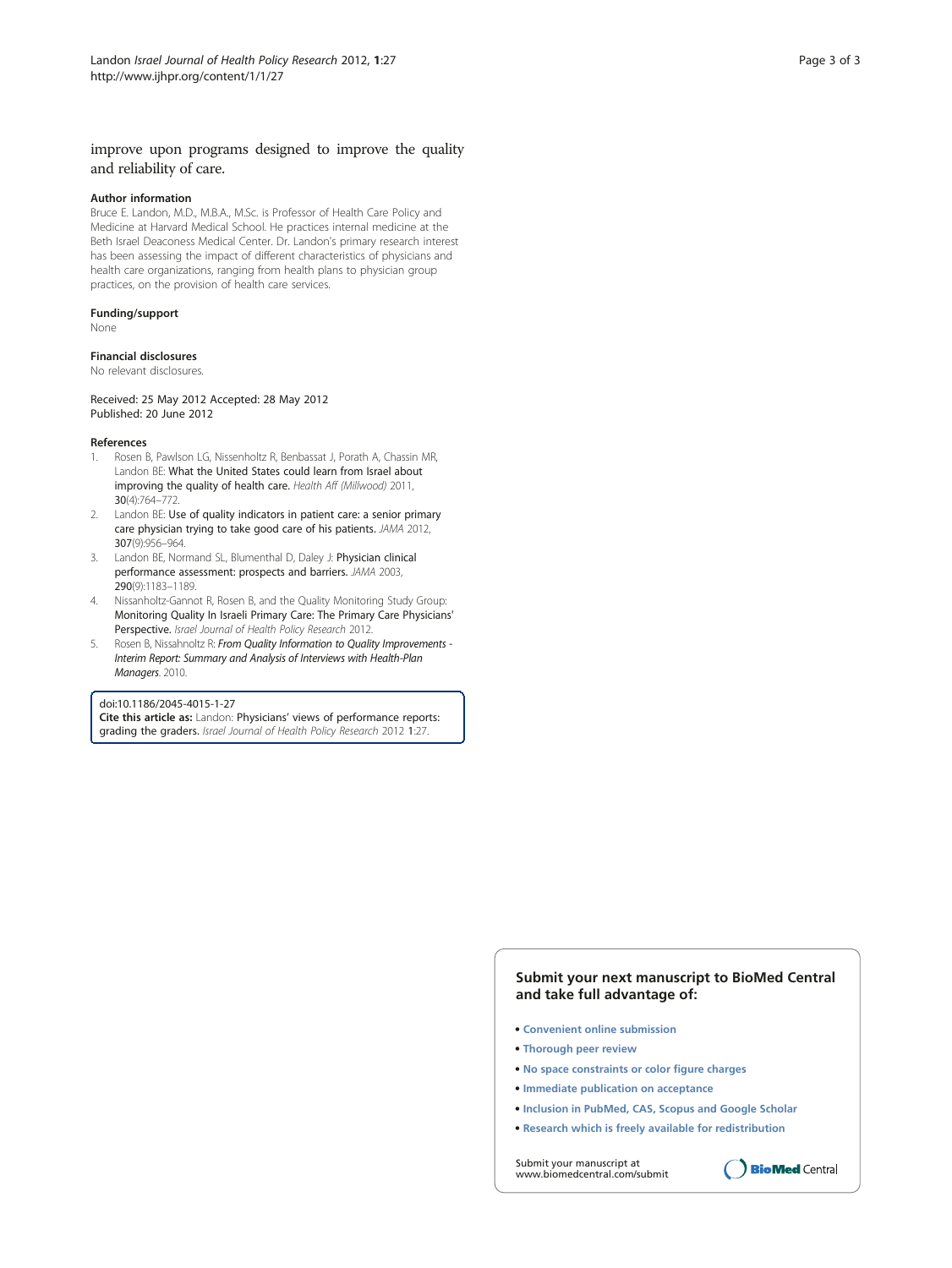improve upon programs designed to improve the quality and reliability of care.

### Author information

Bruce E. Landon, M.D., M.B.A., M.Sc. is Professor of Health Care Policy and Medicine at Harvard Medical School. He practices internal medicine at the Beth Israel Deaconess Medical Center. Dr. Landon's primary research interest has been assessing the impact of different characteristics of physicians and health care organizations, ranging from health plans to physician group practices, on the provision of health care services.

### Funding/support

None

### Financial disclosures

No relevant disclosures.

Received: 25 May 2012 Accepted: 28 May 2012
Published: 20 June 2012

### References

1. Rosen B, Pawlson LG, Nissenholtz R, Benbassat J, Porath A, Chassin MR, Landon BE: What the United States could learn from Israel about improving the quality of health care. *Health Aff (Millwood)* 2011, **30**(4):764–772.
2. Landon BE: Use of quality indicators in patient care: a senior primary care physician trying to take good care of his patients. *JAMA* 2012, **307**(9):956–964.
3. Landon BE, Normand SL, Blumenthal D, Daley J: Physician clinical performance assessment: prospects and barriers. *JAMA* 2003, **290**(9):1183–1189.
4. Nissanholtz-Gannot R, Rosen B, and the Quality Monitoring Study Group: Monitoring Quality In Israeli Primary Care: The Primary Care Physicians' Perspective. *Israel Journal of Health Policy Research* 2012.
5. Rosen B, Nissahnoltz R: *From Quality Information to Quality Improvements - Interim Report: Summary and Analysis of Interviews with Health-Plan Managers*. 2010.

doi:10.1186/2045-4015-1-27
**Cite this article as:** Landon: Physicians' views of performance reports: grading the graders. *Israel Journal of Health Policy Research* 2012 **1**:27.

**Submit your next manuscript to BioMed Central and take full advantage of:**

- **Convenient online submission**
- **Thorough peer review**
- **No space constraints or color figure charges**
- **Immediate publication on acceptance**
- **Inclusion in PubMed, CAS, Scopus and Google Scholar**
- **Research which is freely available for redistribution**

Submit your manuscript at
www.biomedcentral.com/submit